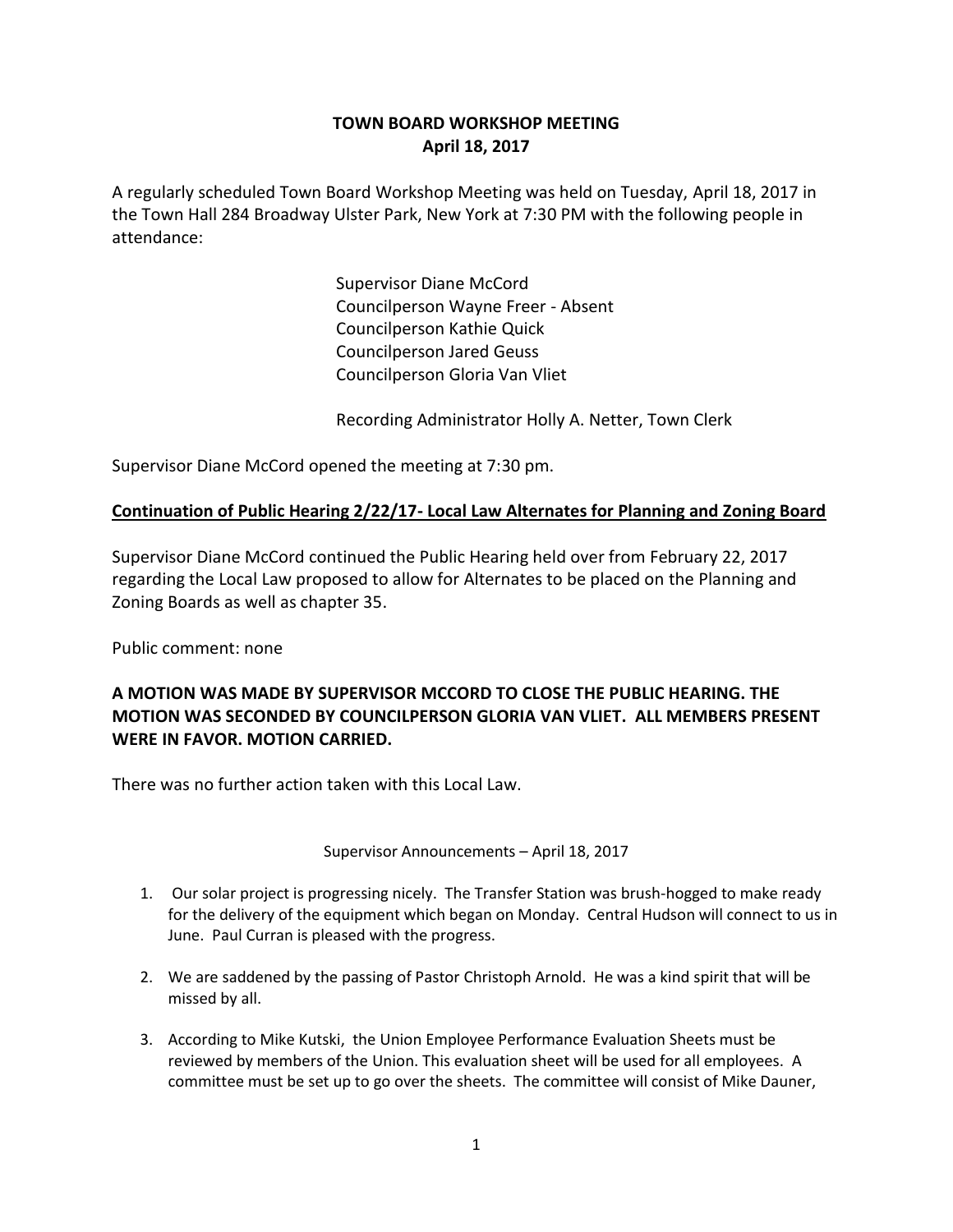# TOWN BOARD WORKSHOP MEETING
**April 18, 2017**

A regularly scheduled Town Board Workshop Meeting was held on Tuesday, April 18, 2017 in the Town Hall 284 Broadway Ulster Park, New York at 7:30 PM with the following people in attendance:

Supervisor Diane McCord
Councilperson Wayne Freer - Absent
Councilperson Kathie Quick
Councilperson Jared Geuss
Councilperson Gloria Van Vliet

Recording Administrator Holly A. Netter, Town Clerk

Supervisor Diane McCord opened the meeting at 7:30 pm.

**<u>Continuation of Public Hearing 2/22/17- Local Law Alternates for Planning and Zoning Board</u>**

Supervisor Diane McCord continued the Public Hearing held over from February 22, 2017 regarding the Local Law proposed to allow for Alternates to be placed on the Planning and Zoning Boards as well as chapter 35.

Public comment: none

**A MOTION WAS MADE BY SUPERVISOR MCCORD TO CLOSE THE PUBLIC HEARING. THE MOTION WAS SECONDED BY COUNCILPERSON GLORIA VAN VLIET. ALL MEMBERS PRESENT WERE IN FAVOR. MOTION CARRIED.**

There was no further action taken with this Local Law.

Supervisor Announcements – April 18, 2017

1. Our solar project is progressing nicely. The Transfer Station was brush-hogged to make ready for the delivery of the equipment which began on Monday. Central Hudson will connect to us in June. Paul Curran is pleased with the progress.

2. We are saddened by the passing of Pastor Christoph Arnold. He was a kind spirit that will be missed by all.

3. According to Mike Kutski, the Union Employee Performance Evaluation Sheets must be reviewed by members of the Union. This evaluation sheet will be used for all employees. A committee must be set up to go over the sheets. The committee will consist of Mike Dauner,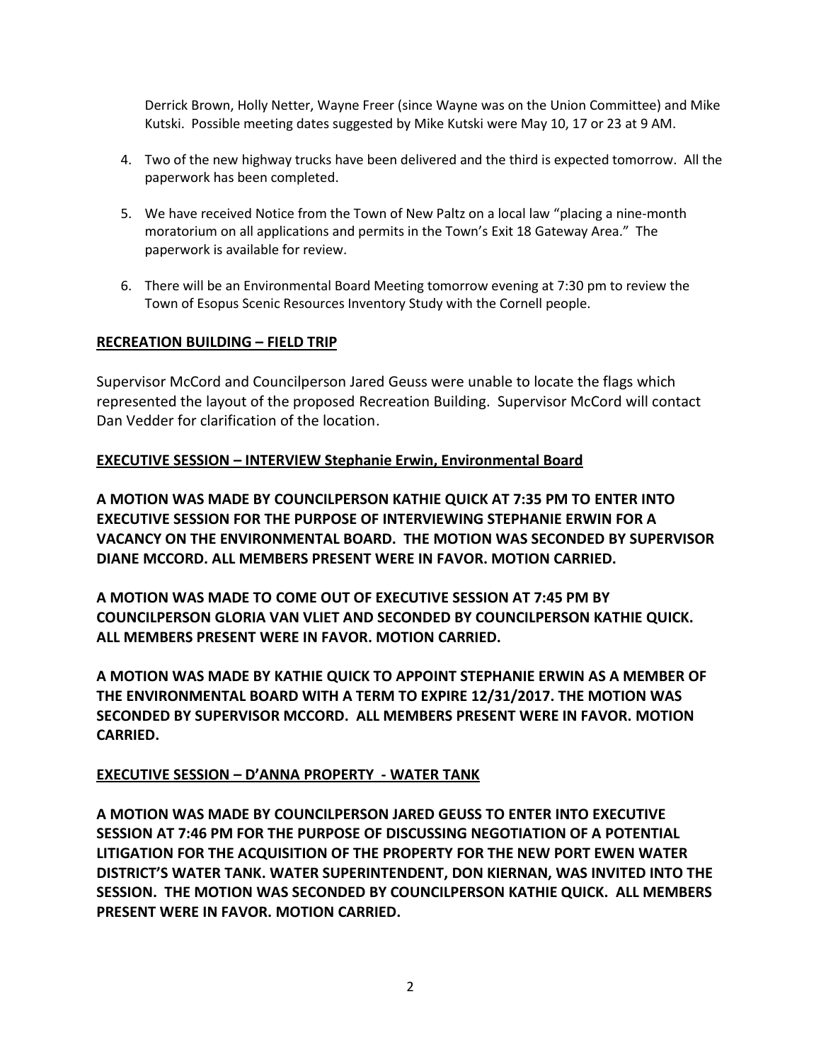Derrick Brown, Holly Netter, Wayne Freer (since Wayne was on the Union Committee) and Mike Kutski. Possible meeting dates suggested by Mike Kutski were May 10, 17 or 23 at 9 AM.

4. Two of the new highway trucks have been delivered and the third is expected tomorrow. All the paperwork has been completed.

5. We have received Notice from the Town of New Paltz on a local law "placing a nine-month moratorium on all applications and permits in the Town's Exit 18 Gateway Area." The paperwork is available for review.

6. There will be an Environmental Board Meeting tomorrow evening at 7:30 pm to review the Town of Esopus Scenic Resources Inventory Study with the Cornell people.

**RECREATION BUILDING – FIELD TRIP**

Supervisor McCord and Councilperson Jared Geuss were unable to locate the flags which represented the layout of the proposed Recreation Building. Supervisor McCord will contact Dan Vedder for clarification of the location.

**EXECUTIVE SESSION – INTERVIEW Stephanie Erwin, Environmental Board**

**A MOTION WAS MADE BY COUNCILPERSON KATHIE QUICK AT 7:35 PM TO ENTER INTO EXECUTIVE SESSION FOR THE PURPOSE OF INTERVIEWING STEPHANIE ERWIN FOR A VACANCY ON THE ENVIRONMENTAL BOARD. THE MOTION WAS SECONDED BY SUPERVISOR DIANE MCCORD. ALL MEMBERS PRESENT WERE IN FAVOR. MOTION CARRIED.**

**A MOTION WAS MADE TO COME OUT OF EXECUTIVE SESSION AT 7:45 PM BY COUNCILPERSON GLORIA VAN VLIET AND SECONDED BY COUNCILPERSON KATHIE QUICK. ALL MEMBERS PRESENT WERE IN FAVOR. MOTION CARRIED.**

**A MOTION WAS MADE BY KATHIE QUICK TO APPOINT STEPHANIE ERWIN AS A MEMBER OF THE ENVIRONMENTAL BOARD WITH A TERM TO EXPIRE 12/31/2017. THE MOTION WAS SECONDED BY SUPERVISOR MCCORD. ALL MEMBERS PRESENT WERE IN FAVOR. MOTION CARRIED.**

**EXECUTIVE SESSION – D'ANNA PROPERTY - WATER TANK**

**A MOTION WAS MADE BY COUNCILPERSON JARED GEUSS TO ENTER INTO EXECUTIVE SESSION AT 7:46 PM FOR THE PURPOSE OF DISCUSSING NEGOTIATION OF A POTENTIAL LITIGATION FOR THE ACQUISITION OF THE PROPERTY FOR THE NEW PORT EWEN WATER DISTRICT'S WATER TANK. WATER SUPERINTENDENT, DON KIERNAN, WAS INVITED INTO THE SESSION. THE MOTION WAS SECONDED BY COUNCILPERSON KATHIE QUICK. ALL MEMBERS PRESENT WERE IN FAVOR. MOTION CARRIED.**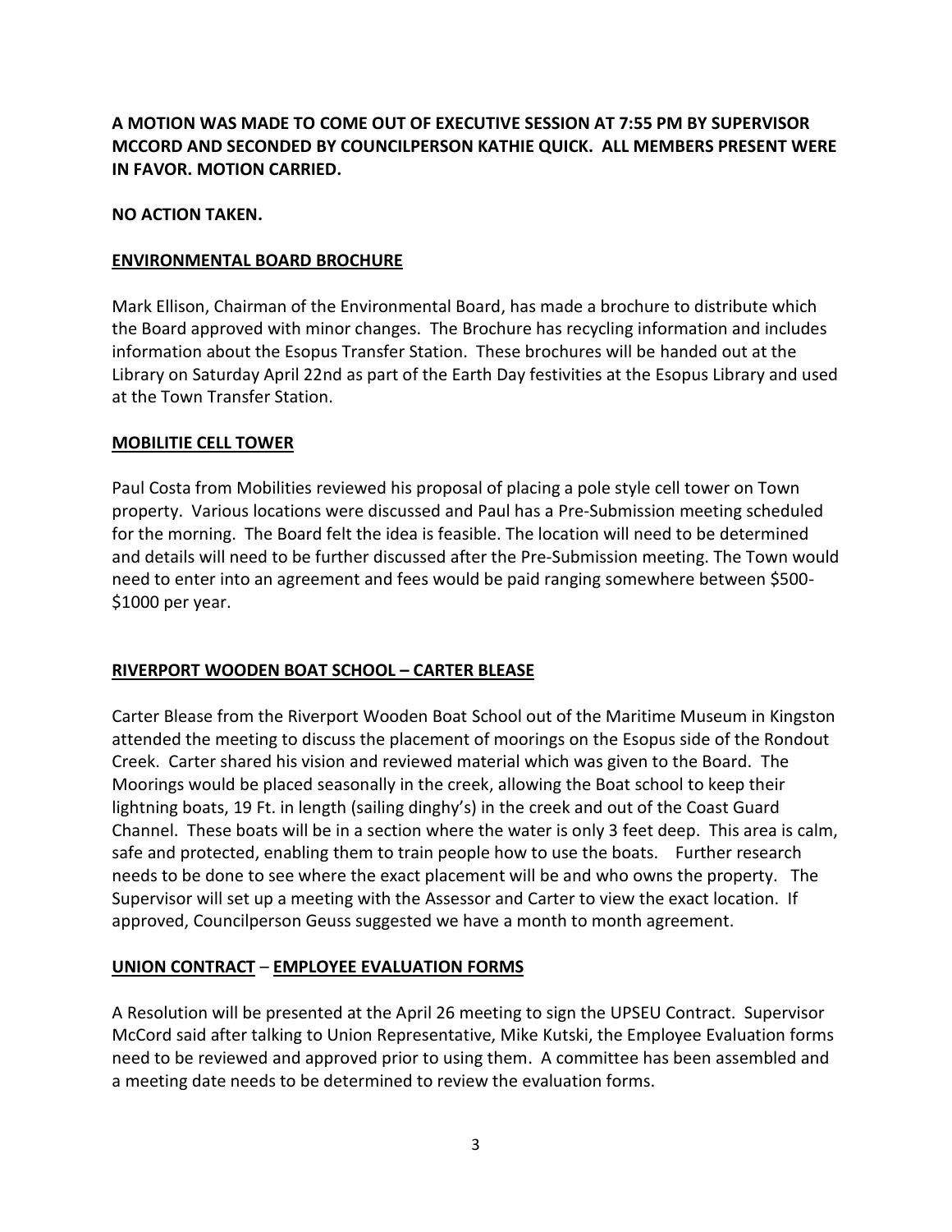**A MOTION WAS MADE TO COME OUT OF EXECUTIVE SESSION AT 7:55 PM BY SUPERVISOR MCCORD AND SECONDED BY COUNCILPERSON KATHIE QUICK. ALL MEMBERS PRESENT WERE IN FAVOR. MOTION CARRIED.**

**NO ACTION TAKEN.**

**<u>ENVIRONMENTAL BOARD BROCHURE</u>**

Mark Ellison, Chairman of the Environmental Board, has made a brochure to distribute which the Board approved with minor changes. The Brochure has recycling information and includes information about the Esopus Transfer Station. These brochures will be handed out at the Library on Saturday April 22nd as part of the Earth Day festivities at the Esopus Library and used at the Town Transfer Station.

**<u>MOBILITIE CELL TOWER</u>**

Paul Costa from Mobilities reviewed his proposal of placing a pole style cell tower on Town property. Various locations were discussed and Paul has a Pre-Submission meeting scheduled for the morning. The Board felt the idea is feasible. The location will need to be determined and details will need to be further discussed after the Pre-Submission meeting. The Town would need to enter into an agreement and fees would be paid ranging somewhere between $500-$1000 per year.

**<u>RIVERPORT WOODEN BOAT SCHOOL – CARTER BLEASE</u>**

Carter Blease from the Riverport Wooden Boat School out of the Maritime Museum in Kingston attended the meeting to discuss the placement of moorings on the Esopus side of the Rondout Creek. Carter shared his vision and reviewed material which was given to the Board. The Moorings would be placed seasonally in the creek, allowing the Boat school to keep their lightning boats, 19 Ft. in length (sailing dinghy's) in the creek and out of the Coast Guard Channel. These boats will be in a section where the water is only 3 feet deep. This area is calm, safe and protected, enabling them to train people how to use the boats. Further research needs to be done to see where the exact placement will be and who owns the property. The Supervisor will set up a meeting with the Assessor and Carter to view the exact location. If approved, Councilperson Geuss suggested we have a month to month agreement.

**<u>UNION CONTRACT</u> – <u>EMPLOYEE EVALUATION FORMS</u>**

A Resolution will be presented at the April 26 meeting to sign the UPSEU Contract. Supervisor McCord said after talking to Union Representative, Mike Kutski, the Employee Evaluation forms need to be reviewed and approved prior to using them. A committee has been assembled and a meeting date needs to be determined to review the evaluation forms.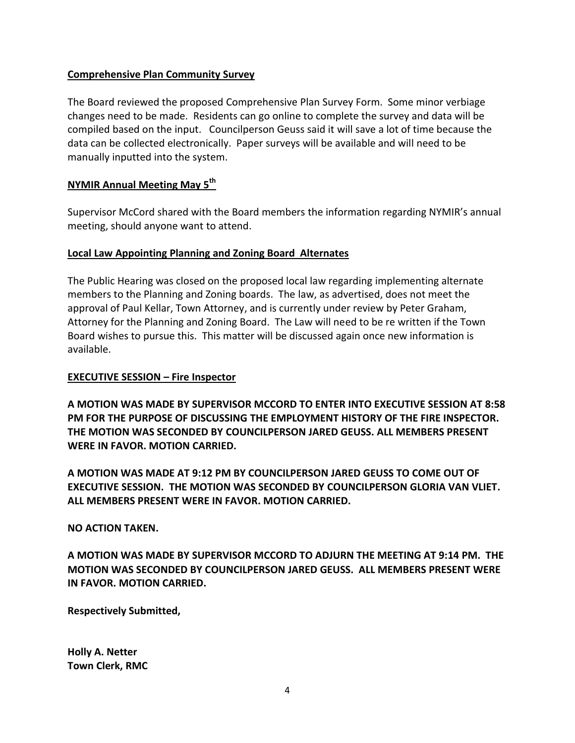**Comprehensive Plan Community Survey**

The Board reviewed the proposed Comprehensive Plan Survey Form. Some minor verbiage changes need to be made. Residents can go online to complete the survey and data will be compiled based on the input. Councilperson Geuss said it will save a lot of time because the data can be collected electronically. Paper surveys will be available and will need to be manually inputted into the system.

**NYMIR Annual Meeting May 5th**

Supervisor McCord shared with the Board members the information regarding NYMIR's annual meeting, should anyone want to attend.

**Local Law Appointing Planning and Zoning Board Alternates**

The Public Hearing was closed on the proposed local law regarding implementing alternate members to the Planning and Zoning boards. The law, as advertised, does not meet the approval of Paul Kellar, Town Attorney, and is currently under review by Peter Graham, Attorney for the Planning and Zoning Board. The Law will need to be re written if the Town Board wishes to pursue this. This matter will be discussed again once new information is available.

**EXECUTIVE SESSION – Fire Inspector**

**A MOTION WAS MADE BY SUPERVISOR MCCORD TO ENTER INTO EXECUTIVE SESSION AT 8:58 PM FOR THE PURPOSE OF DISCUSSING THE EMPLOYMENT HISTORY OF THE FIRE INSPECTOR. THE MOTION WAS SECONDED BY COUNCILPERSON JARED GEUSS. ALL MEMBERS PRESENT WERE IN FAVOR. MOTION CARRIED.**

**A MOTION WAS MADE AT 9:12 PM BY COUNCILPERSON JARED GEUSS TO COME OUT OF EXECUTIVE SESSION. THE MOTION WAS SECONDED BY COUNCILPERSON GLORIA VAN VLIET. ALL MEMBERS PRESENT WERE IN FAVOR. MOTION CARRIED.**

**NO ACTION TAKEN.**

**A MOTION WAS MADE BY SUPERVISOR MCCORD TO ADJURN THE MEETING AT 9:14 PM. THE MOTION WAS SECONDED BY COUNCILPERSON JARED GEUSS. ALL MEMBERS PRESENT WERE IN FAVOR. MOTION CARRIED.**

**Respectively Submitted,**

**Holly A. Netter**
**Town Clerk, RMC**